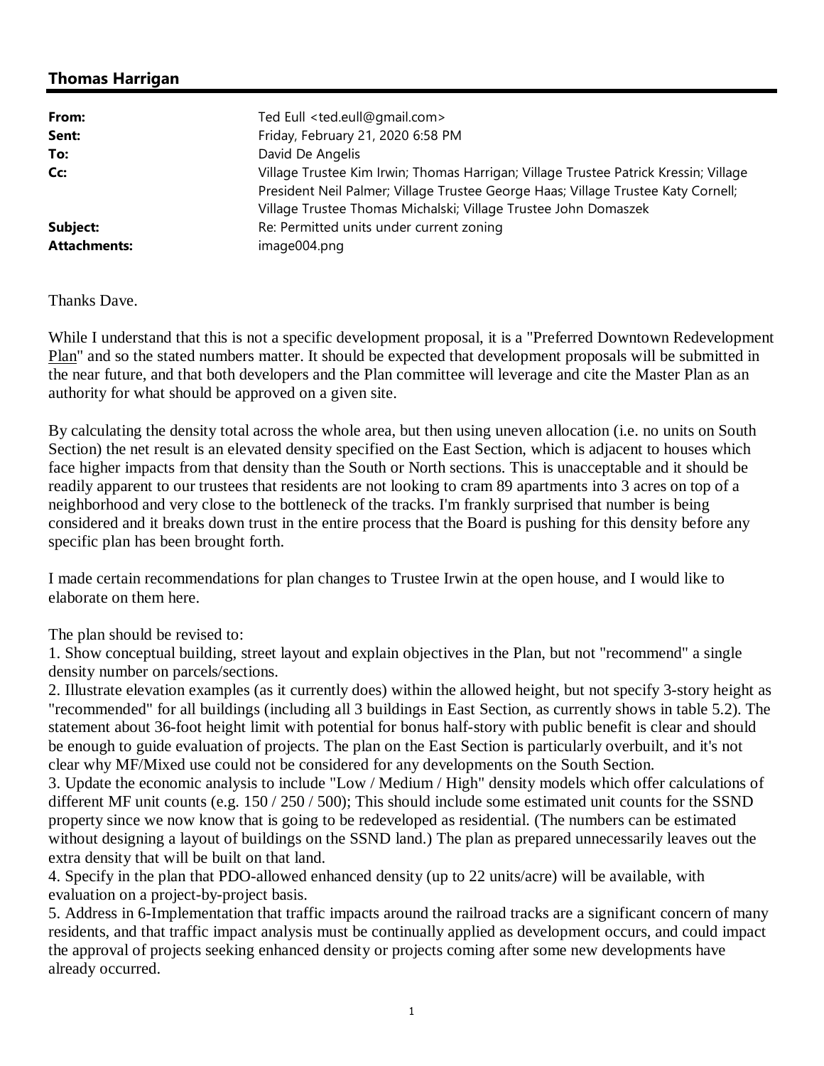## Thomas Harrigan

| | |
|---|---|
| **From:** | Ted Eull <ted.eull@gmail.com> |
| **Sent:** | Friday, February 21, 2020 6:58 PM |
| **To:** | David De Angelis |
| **Cc:** | Village Trustee Kim Irwin; Thomas Harrigan; Village Trustee Patrick Kressin; Village President Neil Palmer; Village Trustee George Haas; Village Trustee Katy Cornell; Village Trustee Thomas Michalski; Village Trustee John Domaszek |
| **Subject:** | Re: Permitted units under current zoning |
| **Attachments:** | image004.png |

Thanks Dave.

While I understand that this is not a specific development proposal, it is a "Preferred Downtown Redevelopment Plan" and so the stated numbers matter. It should be expected that development proposals will be submitted in the near future, and that both developers and the Plan committee will leverage and cite the Master Plan as an authority for what should be approved on a given site.

By calculating the density total across the whole area, but then using uneven allocation (i.e. no units on South Section) the net result is an elevated density specified on the East Section, which is adjacent to houses which face higher impacts from that density than the South or North sections. This is unacceptable and it should be readily apparent to our trustees that residents are not looking to cram 89 apartments into 3 acres on top of a neighborhood and very close to the bottleneck of the tracks. I'm frankly surprised that number is being considered and it breaks down trust in the entire process that the Board is pushing for this density before any specific plan has been brought forth.

I made certain recommendations for plan changes to Trustee Irwin at the open house, and I would like to elaborate on them here.

The plan should be revised to:
1. Show conceptual building, street layout and explain objectives in the Plan, but not "recommend" a single density number on parcels/sections.
2. Illustrate elevation examples (as it currently does) within the allowed height, but not specify 3-story height as "recommended" for all buildings (including all 3 buildings in East Section, as currently shows in table 5.2). The statement about 36-foot height limit with potential for bonus half-story with public benefit is clear and should be enough to guide evaluation of projects. The plan on the East Section is particularly overbuilt, and it's not clear why MF/Mixed use could not be considered for any developments on the South Section.
3. Update the economic analysis to include "Low / Medium / High" density models which offer calculations of different MF unit counts (e.g. 150 / 250 / 500); This should include some estimated unit counts for the SSND property since we now know that is going to be redeveloped as residential. (The numbers can be estimated without designing a layout of buildings on the SSND land.) The plan as prepared unnecessarily leaves out the extra density that will be built on that land.
4. Specify in the plan that PDO-allowed enhanced density (up to 22 units/acre) will be available, with evaluation on a project-by-project basis.
5. Address in 6-Implementation that traffic impacts around the railroad tracks are a significant concern of many residents, and that traffic impact analysis must be continually applied as development occurs, and could impact the approval of projects seeking enhanced density or projects coming after some new developments have already occurred.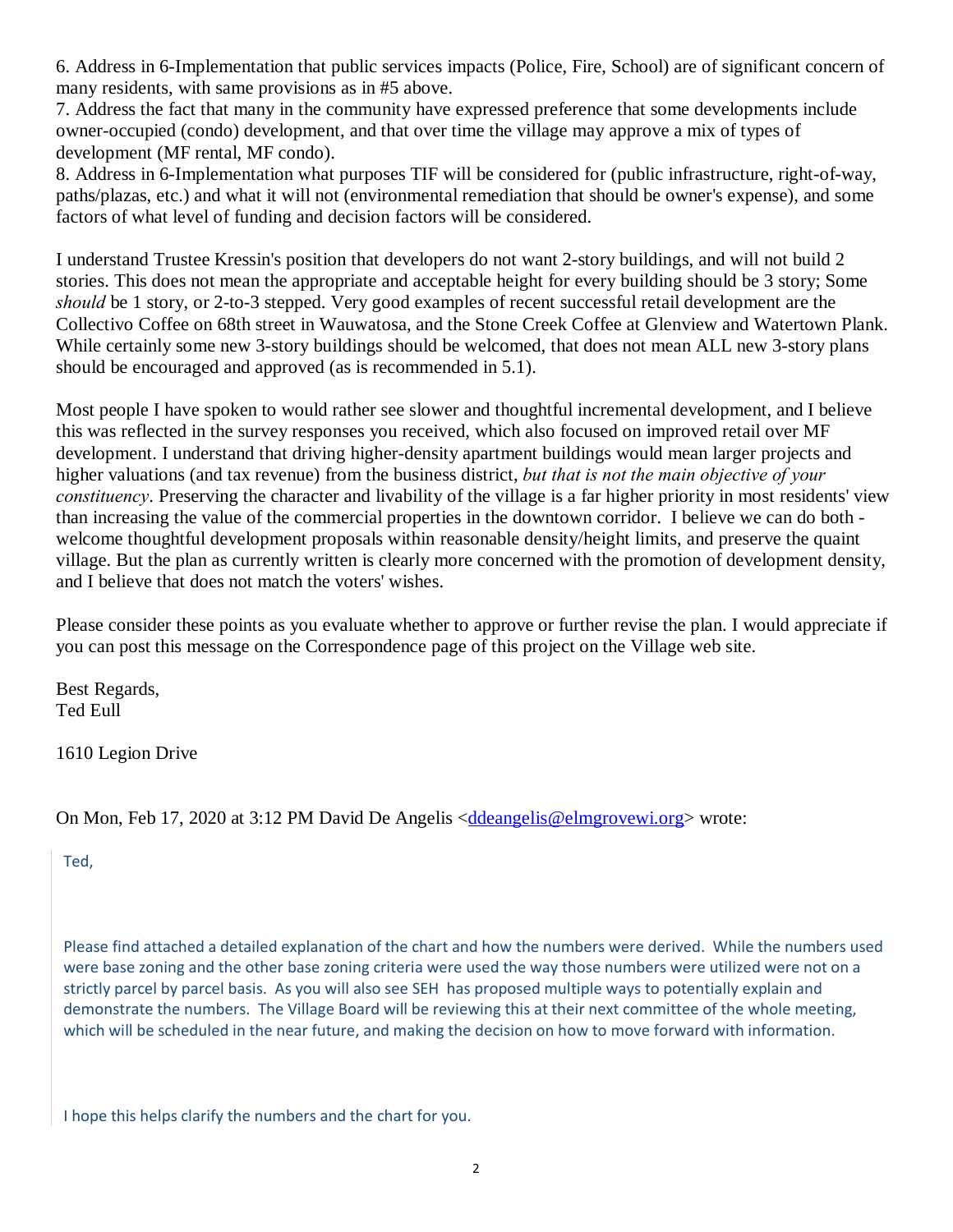6. Address in 6-Implementation that public services impacts (Police, Fire, School) are of significant concern of many residents, with same provisions as in #5 above.
7. Address the fact that many in the community have expressed preference that some developments include owner-occupied (condo) development, and that over time the village may approve a mix of types of development (MF rental, MF condo).
8. Address in 6-Implementation what purposes TIF will be considered for (public infrastructure, right-of-way, paths/plazas, etc.) and what it will not (environmental remediation that should be owner's expense), and some factors of what level of funding and decision factors will be considered.

I understand Trustee Kressin's position that developers do not want 2-story buildings, and will not build 2 stories. This does not mean the appropriate and acceptable height for every building should be 3 story; Some *should* be 1 story, or 2-to-3 stepped. Very good examples of recent successful retail development are the Collectivo Coffee on 68th street in Wauwatosa, and the Stone Creek Coffee at Glenview and Watertown Plank. While certainly some new 3-story buildings should be welcomed, that does not mean ALL new 3-story plans should be encouraged and approved (as is recommended in 5.1).

Most people I have spoken to would rather see slower and thoughtful incremental development, and I believe this was reflected in the survey responses you received, which also focused on improved retail over MF development. I understand that driving higher-density apartment buildings would mean larger projects and higher valuations (and tax revenue) from the business district, *but that is not the main objective of your constituency*. Preserving the character and livability of the village is a far higher priority in most residents' view than increasing the value of the commercial properties in the downtown corridor. I believe we can do both - welcome thoughtful development proposals within reasonable density/height limits, and preserve the quaint village. But the plan as currently written is clearly more concerned with the promotion of development density, and I believe that does not match the voters' wishes.

Please consider these points as you evaluate whether to approve or further revise the plan. I would appreciate if you can post this message on the Correspondence page of this project on the Village web site.

Best Regards,
Ted Eull

1610 Legion Drive

On Mon, Feb 17, 2020 at 3:12 PM David De Angelis <[ddeangelis@elmgrovewi.org](mailto:ddeangelis@elmgrovewi.org)> wrote:

> Ted,
>
> Please find attached a detailed explanation of the chart and how the numbers were derived. While the numbers used were base zoning and the other base zoning criteria were used the way those numbers were utilized were not on a strictly parcel by parcel basis. As you will also see SEH has proposed multiple ways to potentially explain and demonstrate the numbers. The Village Board will be reviewing this at their next committee of the whole meeting, which will be scheduled in the near future, and making the decision on how to move forward with information.
>
> I hope this helps clarify the numbers and the chart for you.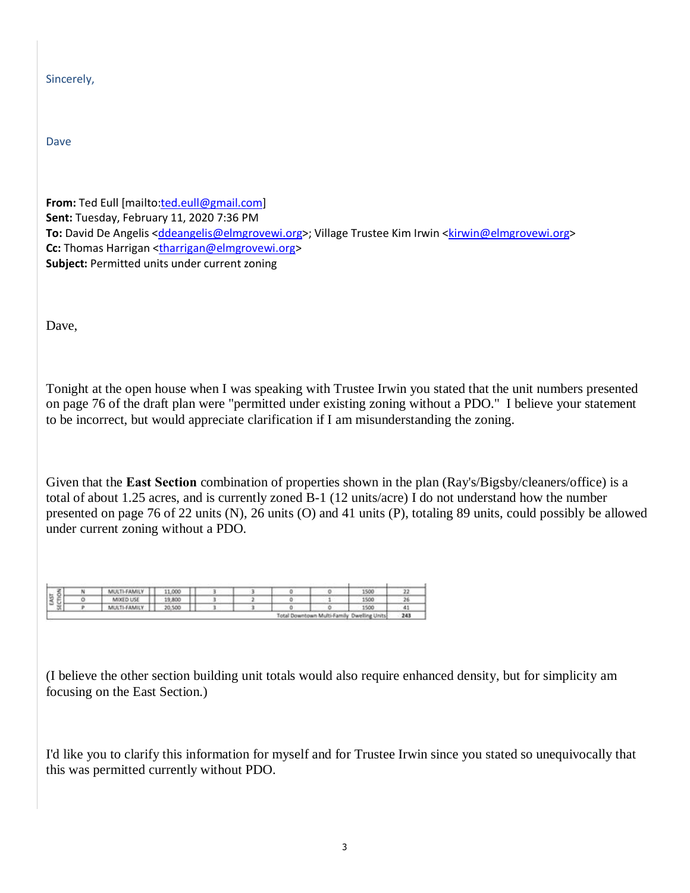Sincerely,

Dave

**From:** Ted Eull [mailto:ted.eull@gmail.com]
**Sent:** Tuesday, February 11, 2020 7:36 PM
**To:** David De Angelis <ddeangelis@elmgrovewi.org>; Village Trustee Kim Irwin <kirwin@elmgrovewi.org>
**Cc:** Thomas Harrigan <tharrigan@elmgrovewi.org>
**Subject:** Permitted units under current zoning

Dave,

Tonight at the open house when I was speaking with Trustee Irwin you stated that the unit numbers presented on page 76 of the draft plan were "permitted under existing zoning without a PDO." I believe your statement to be incorrect, but would appreciate clarification if I am misunderstanding the zoning.

Given that the **East Section** combination of properties shown in the plan (Ray's/Bigsby/cleaners/office) is a total of about 1.25 acres, and is currently zoned B-1 (12 units/acre) I do not understand how the number presented on page 76 of 22 units (N), 26 units (O) and 41 units (P), totaling 89 units, could possibly be allowed under current zoning without a PDO.

| | | | | | | | | | |
|---|---|---|---|---|---|---|---|---|---|
| EAST SECTION | N | MULTI-FAMILY | 11,000 | 3 | 3 | 0 | 0 | 1500 | 22 |
| | O | MIXED USE | 19,800 | 3 | 2 | 0 | 1 | 1500 | 26 |
| | P | MULTI-FAMILY | 20,500 | 3 | 3 | 0 | 0 | 1500 | 41 |
| | | | | | | | | Total Downtown Multi-Family Dwelling Units | 243 |

(I believe the other section building unit totals would also require enhanced density, but for simplicity am focusing on the East Section.)

I'd like you to clarify this information for myself and for Trustee Irwin since you stated so unequivocally that this was permitted currently without PDO.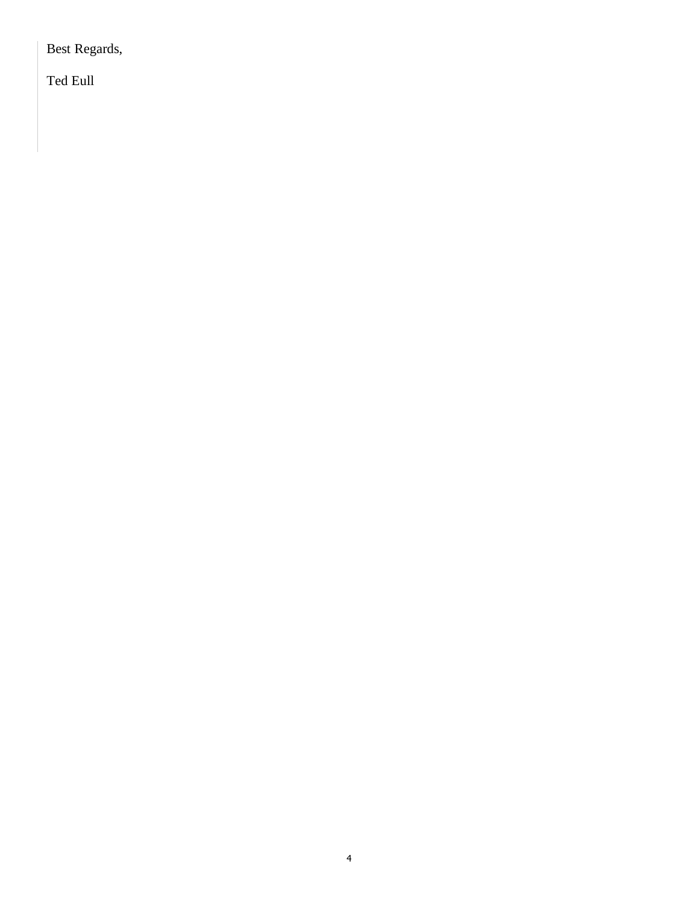Best Regards,

Ted Eull